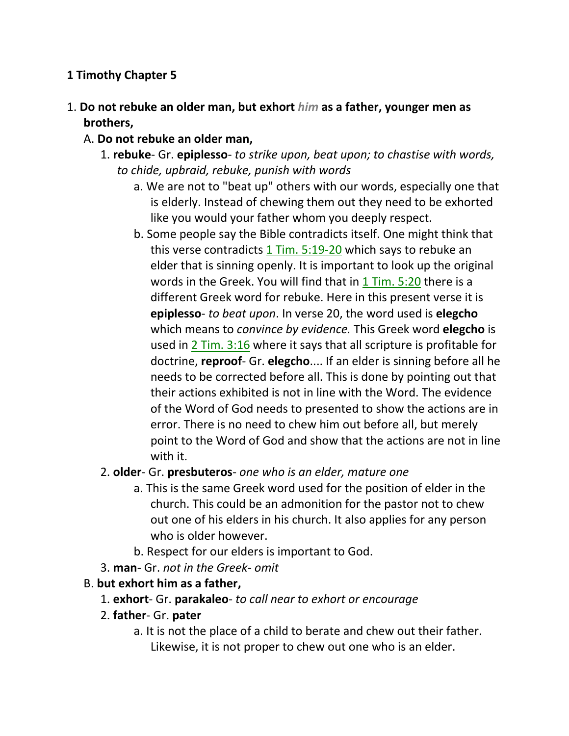**1 Timothy Chapter 5**

1. **Do not rebuke an older man, but exhort *him* as a father, younger men as brothers,**
   A. **Do not rebuke an older man,**
      1. **rebuke**- Gr. **epiplesso**- *to strike upon, beat upon; to chastise with words, to chide, upbraid, rebuke, punish with words*
         a. We are not to "beat up" others with our words, especially one that is elderly. Instead of chewing them out they need to be exhorted like you would your father whom you deeply respect.
         b. Some people say the Bible contradicts itself. One might think that this verse contradicts 1 Tim. 5:19-20 which says to rebuke an elder that is sinning openly. It is important to look up the original words in the Greek. You will find that in 1 Tim. 5:20 there is a different Greek word for rebuke. Here in this present verse it is **epiplesso**- *to beat upon*. In verse 20, the word used is **elegcho** which means to *convince by evidence.* This Greek word **elegcho** is used in 2 Tim. 3:16 where it says that all scripture is profitable for doctrine, **reproof**- Gr. **elegcho**.... If an elder is sinning before all he needs to be corrected before all. This is done by pointing out that their actions exhibited is not in line with the Word. The evidence of the Word of God needs to presented to show the actions are in error. There is no need to chew him out before all, but merely point to the Word of God and show that the actions are not in line with it.
      2. **older**- Gr. **presbuteros**- *one who is an elder, mature one*
         a. This is the same Greek word used for the position of elder in the church. This could be an admonition for the pastor not to chew out one of his elders in his church. It also applies for any person who is older however.
         b. Respect for our elders is important to God.
      3. **man**- Gr. *not in the Greek- omit*
   B. **but exhort him as a father,**
      1. **exhort**- Gr. **parakaleo**- *to call near to exhort or encourage*
      2. **father**- Gr. **pater**
         a. It is not the place of a child to berate and chew out their father. Likewise, it is not proper to chew out one who is an elder.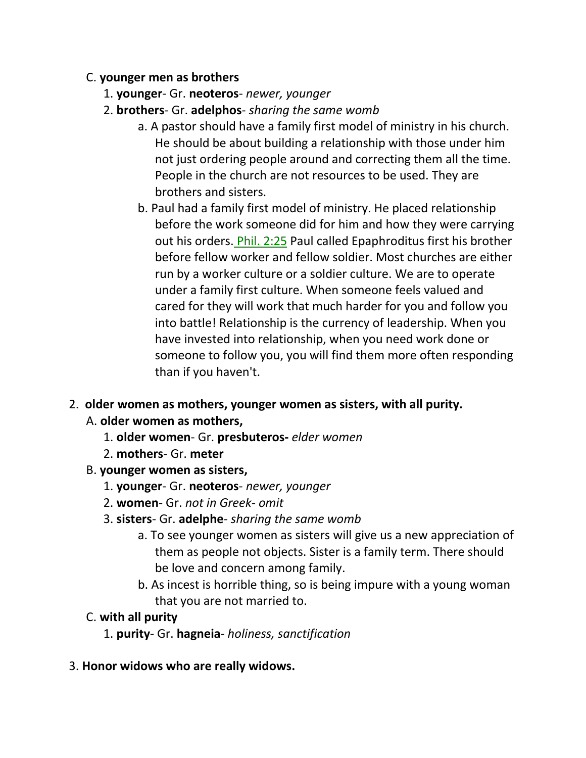C. **younger men as brothers**

1. **younger**- Gr. **neoteros**- *newer, younger*
2. **brothers**- Gr. **adelphos**- *sharing the same womb*
    a. A pastor should have a family first model of ministry in his church. He should be about building a relationship with those under him not just ordering people around and correcting them all the time. People in the church are not resources to be used. They are brothers and sisters.
    b. Paul had a family first model of ministry. He placed relationship before the work someone did for him and how they were carrying out his orders. Phil. 2:25 Paul called Epaphroditus first his brother before fellow worker and fellow soldier. Most churches are either run by a worker culture or a soldier culture. We are to operate under a family first culture. When someone feels valued and cared for they will work that much harder for you and follow you into battle! Relationship is the currency of leadership. When you have invested into relationship, when you need work done or someone to follow you, you will find them more often responding than if you haven't.

2. **older women as mothers, younger women as sisters, with all purity.**

A. **older women as mothers,**

1. **older women**- Gr. **presbuteros-** *elder women*
2. **mothers**- Gr. **meter**

B. **younger women as sisters,**

1. **younger**- Gr. **neoteros**- *newer, younger*
2. **women**- Gr. *not in Greek- omit*
3. **sisters**- Gr. **adelphe**- *sharing the same womb*
    a. To see younger women as sisters will give us a new appreciation of them as people not objects. Sister is a family term. There should be love and concern among family.
    b. As incest is horrible thing, so is being impure with a young woman that you are not married to.

C. **with all purity**

1. **purity**- Gr. **hagneia**- *holiness, sanctification*

3. **Honor widows who are really widows.**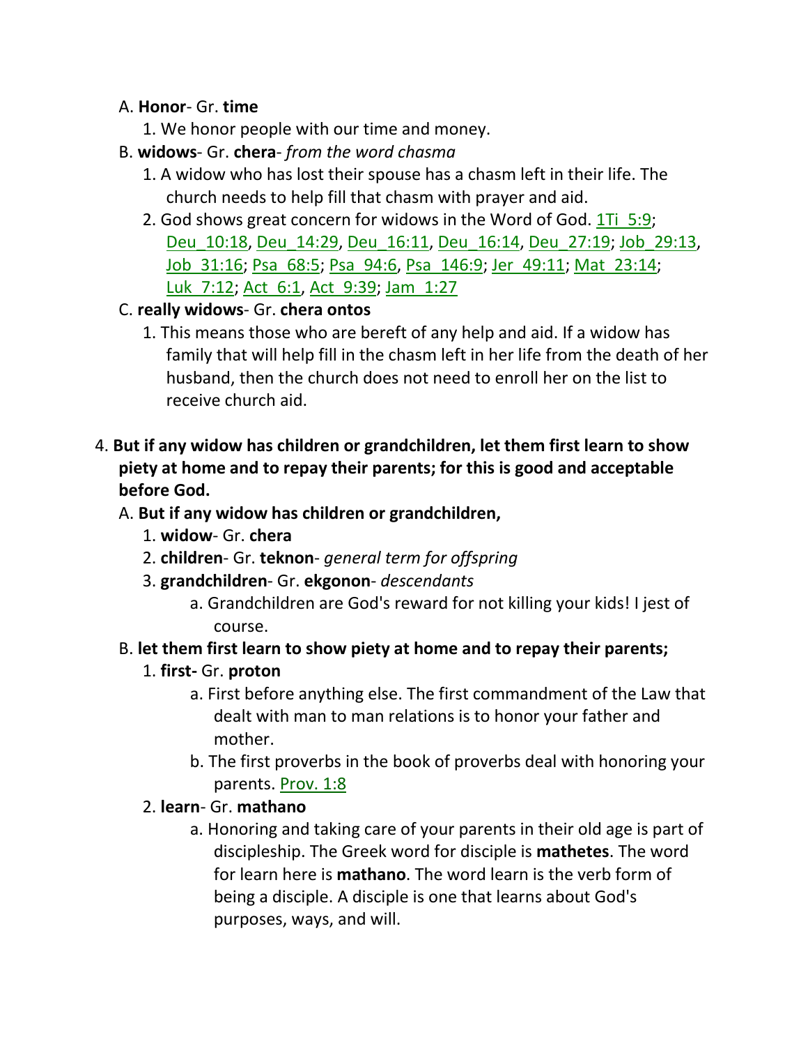A. **Honor**- Gr. **time**

1. We honor people with our time and money.

B. **widows**- Gr. **chera**- *from the word chasma*

1. A widow who has lost their spouse has a chasm left in their life. The church needs to help fill that chasm with prayer and aid.
2. God shows great concern for widows in the Word of God. 1Ti_5:9; Deu_10:18, Deu_14:29, Deu_16:11, Deu_16:14, Deu_27:19; Job_29:13, Job_31:16; Psa_68:5; Psa_94:6, Psa_146:9; Jer_49:11; Mat_23:14; Luk_7:12; Act_6:1, Act_9:39; Jam_1:27

C. **really widows**- Gr. **chera ontos**

1. This means those who are bereft of any help and aid. If a widow has family that will help fill in the chasm left in her life from the death of her husband, then the church does not need to enroll her on the list to receive church aid.

4. **But if any widow has children or grandchildren, let them first learn to show piety at home and to repay their parents; for this is good and acceptable before God.**

A. **But if any widow has children or grandchildren,**

1. **widow**- Gr. **chera**
2. **children**- Gr. **teknon**- *general term for offspring*
3. **grandchildren**- Gr. **ekgonon**- *descendants*
   a. Grandchildren are God's reward for not killing your kids! I jest of course.

B. **let them first learn to show piety at home and to repay their parents;**

1. **first-** Gr. **proton**
   a. First before anything else. The first commandment of the Law that dealt with man to man relations is to honor your father and mother.
   b. The first proverbs in the book of proverbs deal with honoring your parents. Prov. 1:8
2. **learn**- Gr. **mathano**
   a. Honoring and taking care of your parents in their old age is part of discipleship. The Greek word for disciple is **mathetes**. The word for learn here is **mathano**. The word learn is the verb form of being a disciple. A disciple is one that learns about God's purposes, ways, and will.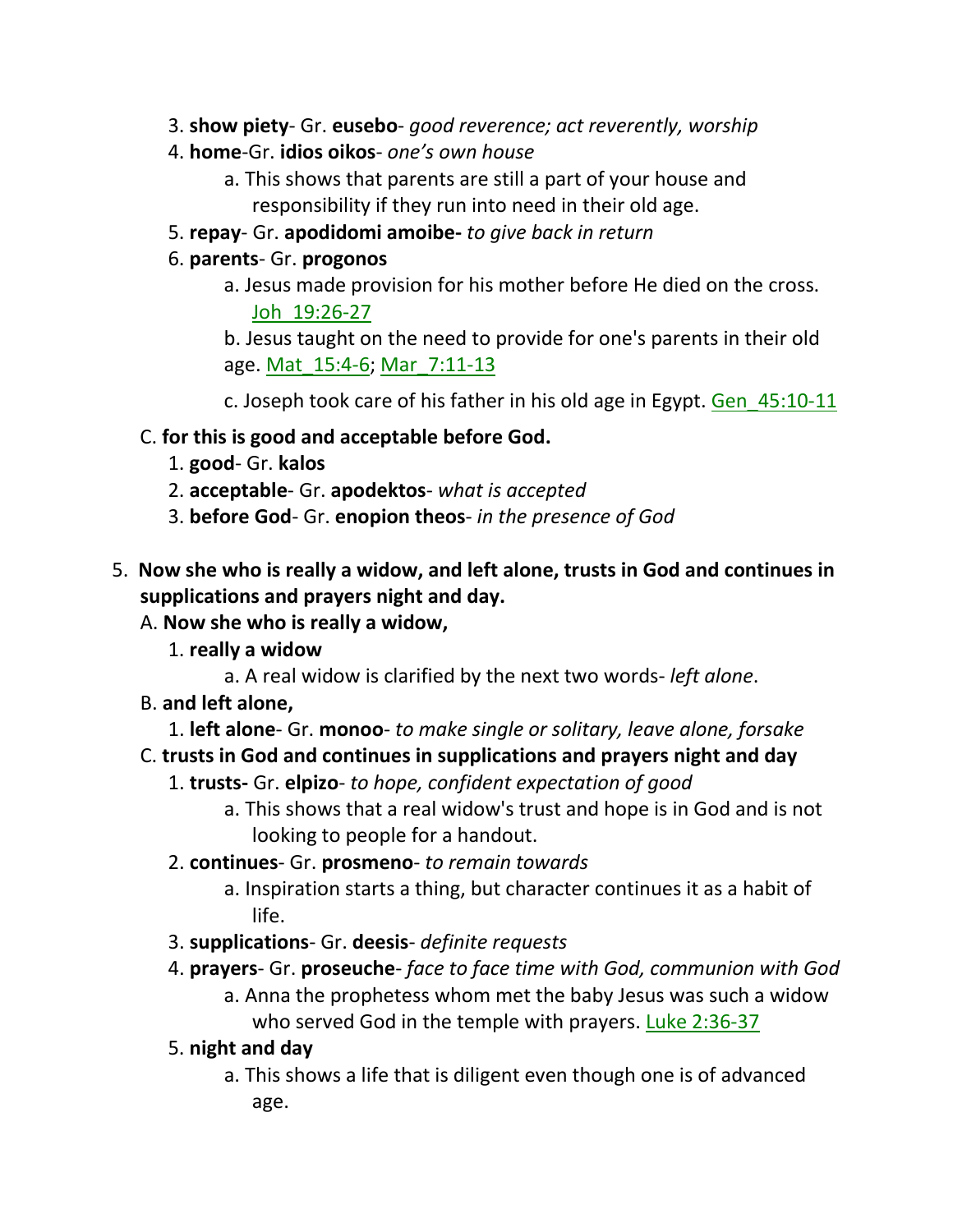3. **show piety**- Gr. **eusebo**- *good reverence; act reverently, worship*
4. **home**-Gr. **idios oikos**- *one's own house*
    a. This shows that parents are still a part of your house and responsibility if they run into need in their old age.
5. **repay**- Gr. **apodidomi amoibe-** *to give back in return*
6. **parents**- Gr. **progonos**
    a. Jesus made provision for his mother before He died on the cross. Joh_19:26-27
    b. Jesus taught on the need to provide for one's parents in their old age. Mat_15:4-6; Mar_7:11-13
    c. Joseph took care of his father in his old age in Egypt. Gen_45:10-11

C. **for this is good and acceptable before God.**
1. **good**- Gr. **kalos**
2. **acceptable**- Gr. **apodektos**- *what is accepted*
3. **before God**- Gr. **enopion theos**- *in the presence of God*

5. **Now she who is really a widow, and left alone, trusts in God and continues in supplications and prayers night and day.**

A. **Now she who is really a widow,**
1. **really a widow**
    a. A real widow is clarified by the next two words- *left alone*.

B. **and left alone,**
1. **left alone**- Gr. **monoo**- *to make single or solitary, leave alone, forsake*

C. **trusts in God and continues in supplications and prayers night and day**
1. **trusts-** Gr. **elpizo**- *to hope, confident expectation of good*
    a. This shows that a real widow's trust and hope is in God and is not looking to people for a handout.
2. **continues**- Gr. **prosmeno**- *to remain towards*
    a. Inspiration starts a thing, but character continues it as a habit of life.
3. **supplications**- Gr. **deesis**- *definite requests*
4. **prayers**- Gr. **proseuche**- *face to face time with God, communion with God*
    a. Anna the prophetess whom met the baby Jesus was such a widow who served God in the temple with prayers. Luke 2:36-37
5. **night and day**
    a. This shows a life that is diligent even though one is of advanced age.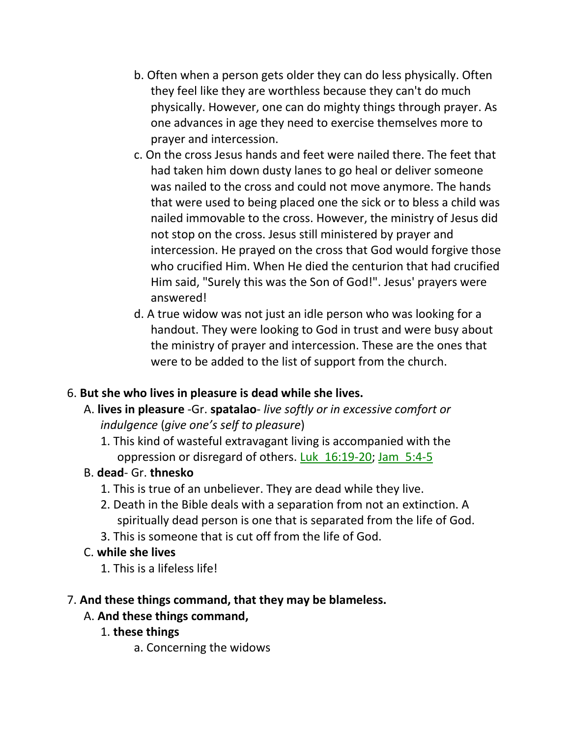b. Often when a person gets older they can do less physically. Often they feel like they are worthless because they can't do much physically. However, one can do mighty things through prayer. As one advances in age they need to exercise themselves more to prayer and intercession.

c. On the cross Jesus hands and feet were nailed there. The feet that had taken him down dusty lanes to go heal or deliver someone was nailed to the cross and could not move anymore. The hands that were used to being placed one the sick or to bless a child was nailed immovable to the cross. However, the ministry of Jesus did not stop on the cross. Jesus still ministered by prayer and intercession. He prayed on the cross that God would forgive those who crucified Him. When He died the centurion that had crucified Him said, "Surely this was the Son of God!". Jesus' prayers were answered!

d. A true widow was not just an idle person who was looking for a handout. They were looking to God in trust and were busy about the ministry of prayer and intercession. These are the ones that were to be added to the list of support from the church.

6. **But she who lives in pleasure is dead while she lives.**

A. **lives in pleasure** -Gr. **spatalao**- *live softly or in excessive comfort or indulgence* (*give one's self to pleasure*)

1. This kind of wasteful extravagant living is accompanied with the oppression or disregard of others. Luk 16:19-20; Jam 5:4-5

B. **dead**- Gr. **thnesko**

1. This is true of an unbeliever. They are dead while they live.
2. Death in the Bible deals with a separation from not an extinction. A spiritually dead person is one that is separated from the life of God.
3. This is someone that is cut off from the life of God.

C. **while she lives**

1. This is a lifeless life!

7. **And these things command, that they may be blameless.**

A. **And these things command,**

1. **these things**

a. Concerning the widows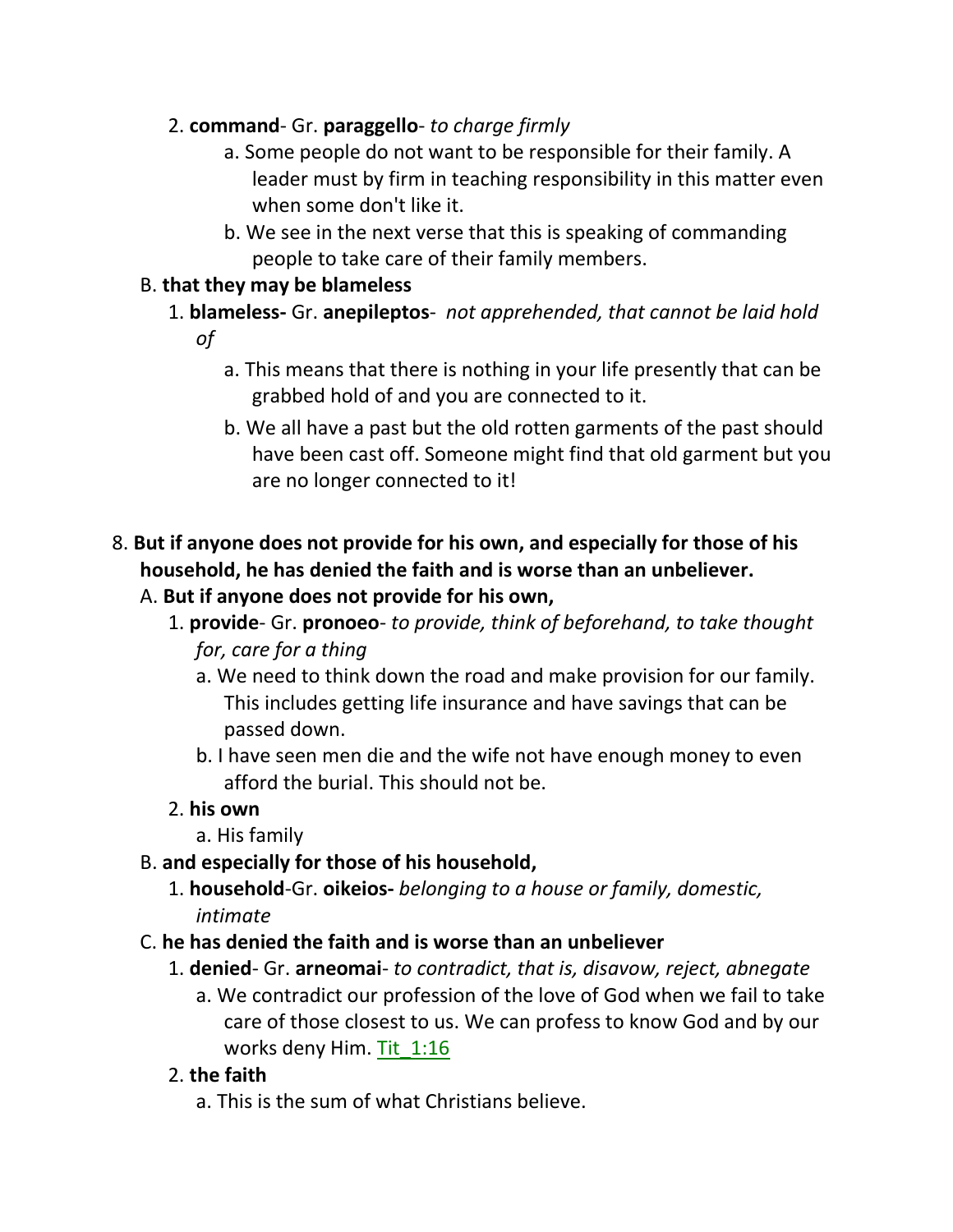2. **command**- Gr. **paraggello**- *to charge firmly*
      a. Some people do not want to be responsible for their family. A leader must by firm in teaching responsibility in this matter even when some don't like it.
      b. We see in the next verse that this is speaking of commanding people to take care of their family members.

B. **that they may be blameless**
   1. **blameless-** Gr. **anepileptos**- *not apprehended, that cannot be laid hold of*
      a. This means that there is nothing in your life presently that can be grabbed hold of and you are connected to it.
      b. We all have a past but the old rotten garments of the past should have been cast off. Someone might find that old garment but you are no longer connected to it!

8. **But if anyone does not provide for his own, and especially for those of his household, he has denied the faith and is worse than an unbeliever.**
   A. **But if anyone does not provide for his own,**
      1. **provide**- Gr. **pronoeo**- *to provide, think of beforehand, to take thought for, care for a thing*
         a. We need to think down the road and make provision for our family. This includes getting life insurance and have savings that can be passed down.
         b. I have seen men die and the wife not have enough money to even afford the burial. This should not be.
      2. **his own**
         a. His family
   B. **and especially for those of his household,**
      1. **household**-Gr. **oikeios-** *belonging to a house or family, domestic, intimate*
   C. **he has denied the faith and is worse than an unbeliever**
      1. **denied**- Gr. **arneomai**- *to contradict, that is, disavow, reject, abnegate*
         a. We contradict our profession of the love of God when we fail to take care of those closest to us. We can profess to know God and by our works deny Him. Tit_1:16
      2. **the faith**
         a. This is the sum of what Christians believe.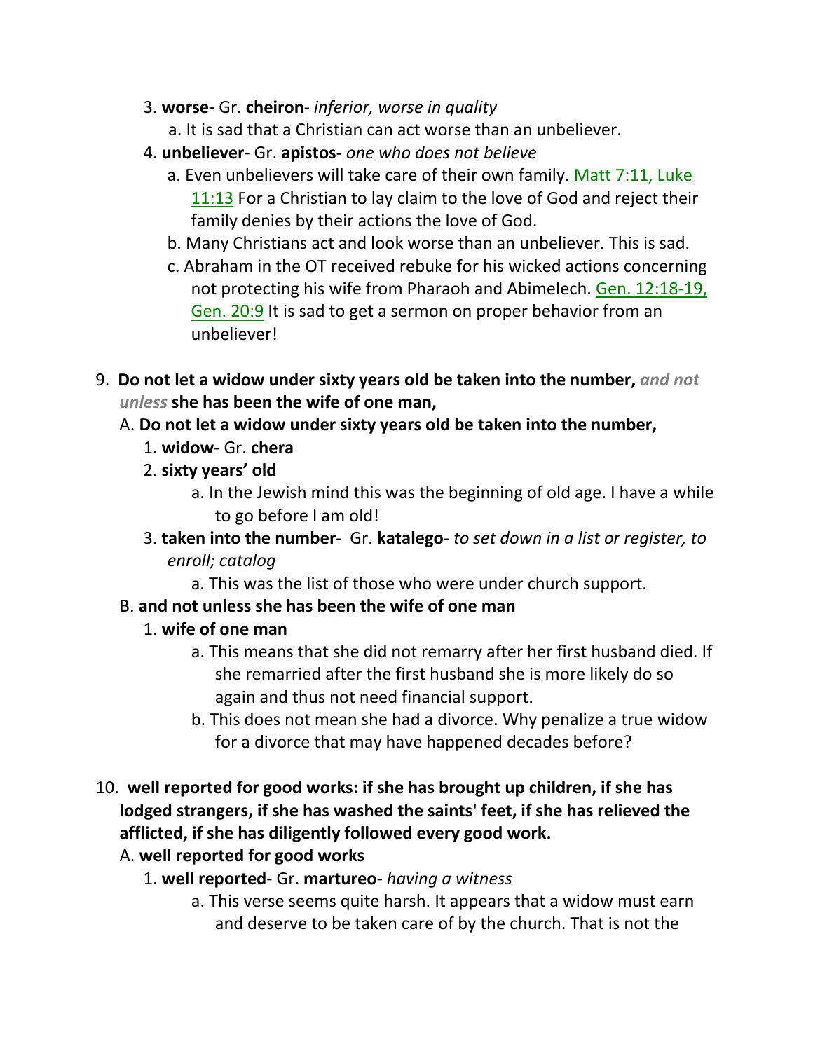3. **worse-** Gr. **cheiron**- *inferior, worse in quality*
    a. It is sad that a Christian can act worse than an unbeliever.
4. **unbeliever**- Gr. **apistos-** *one who does not believe*
    a. Even unbelievers will take care of their own family. Matt 7:11, Luke 11:13 For a Christian to lay claim to the love of God and reject their family denies by their actions the love of God.
    b. Many Christians act and look worse than an unbeliever. This is sad.
    c. Abraham in the OT received rebuke for his wicked actions concerning not protecting his wife from Pharaoh and Abimelech. Gen. 12:18-19, Gen. 20:9 It is sad to get a sermon on proper behavior from an unbeliever!

9. **Do not let a widow under sixty years old be taken into the number,** *and not unless* **she has been the wife of one man,**

A. **Do not let a widow under sixty years old be taken into the number,**
1. **widow**- Gr. **chera**
2. **sixty years' old**
    a. In the Jewish mind this was the beginning of old age. I have a while to go before I am old!
3. **taken into the number**- Gr. **katalego**- *to set down in a list or register, to enroll; catalog*
    a. This was the list of those who were under church support.

B. **and not unless she has been the wife of one man**
1. **wife of one man**
    a. This means that she did not remarry after her first husband died. If she remarried after the first husband she is more likely do so again and thus not need financial support.
    b. This does not mean she had a divorce. Why penalize a true widow for a divorce that may have happened decades before?

10. **well reported for good works: if she has brought up children, if she has lodged strangers, if she has washed the saints' feet, if she has relieved the afflicted, if she has diligently followed every good work.**

A. **well reported for good works**
1. **well reported**- Gr. **martureo**- *having a witness*
    a. This verse seems quite harsh. It appears that a widow must earn and deserve to be taken care of by the church. That is not the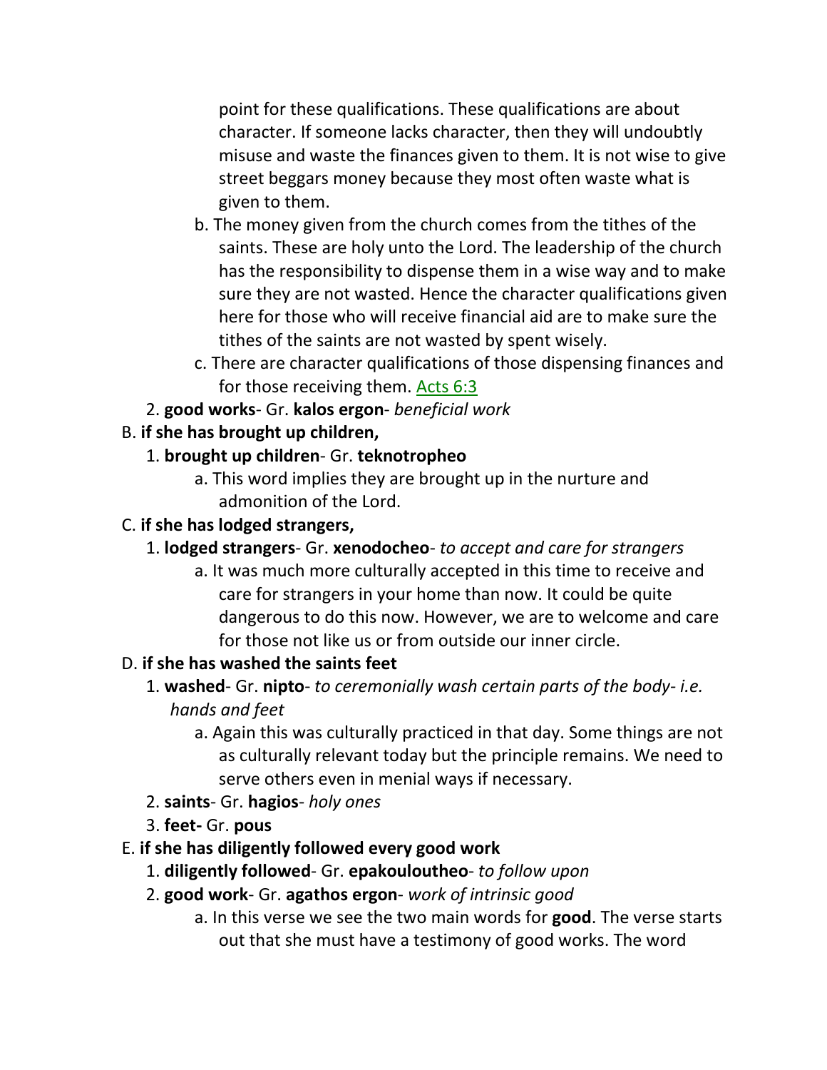point for these qualifications. These qualifications are about character. If someone lacks character, then they will undoubtly misuse and waste the finances given to them. It is not wise to give street beggars money because they most often waste what is given to them.

b. The money given from the church comes from the tithes of the saints. These are holy unto the Lord. The leadership of the church has the responsibility to dispense them in a wise way and to make sure they are not wasted. Hence the character qualifications given here for those who will receive financial aid are to make sure the tithes of the saints are not wasted by spent wisely.

c. There are character qualifications of those dispensing finances and for those receiving them. Acts 6:3

2. **good works**- Gr. **kalos ergon**- *beneficial work*

B. **if she has brought up children,**

1. **brought up children**- Gr. **teknotropheo**

a. This word implies they are brought up in the nurture and admonition of the Lord.

C. **if she has lodged strangers,**

1. **lodged strangers**- Gr. **xenodocheo**- *to accept and care for strangers*

a. It was much more culturally accepted in this time to receive and care for strangers in your home than now. It could be quite dangerous to do this now. However, we are to welcome and care for those not like us or from outside our inner circle.

D. **if she has washed the saints feet**

1. **washed**- Gr. **nipto**- *to ceremonially wash certain parts of the body- i.e. hands and feet*

a. Again this was culturally practiced in that day. Some things are not as culturally relevant today but the principle remains. We need to serve others even in menial ways if necessary.

2. **saints**- Gr. **hagios**- *holy ones*

3. **feet-** Gr. **pous**

E. **if she has diligently followed every good work**

1. **diligently followed**- Gr. **epakouloutheo**- *to follow upon*

2. **good work**- Gr. **agathos ergon**- *work of intrinsic good*

a. In this verse we see the two main words for **good**. The verse starts out that she must have a testimony of good works. The word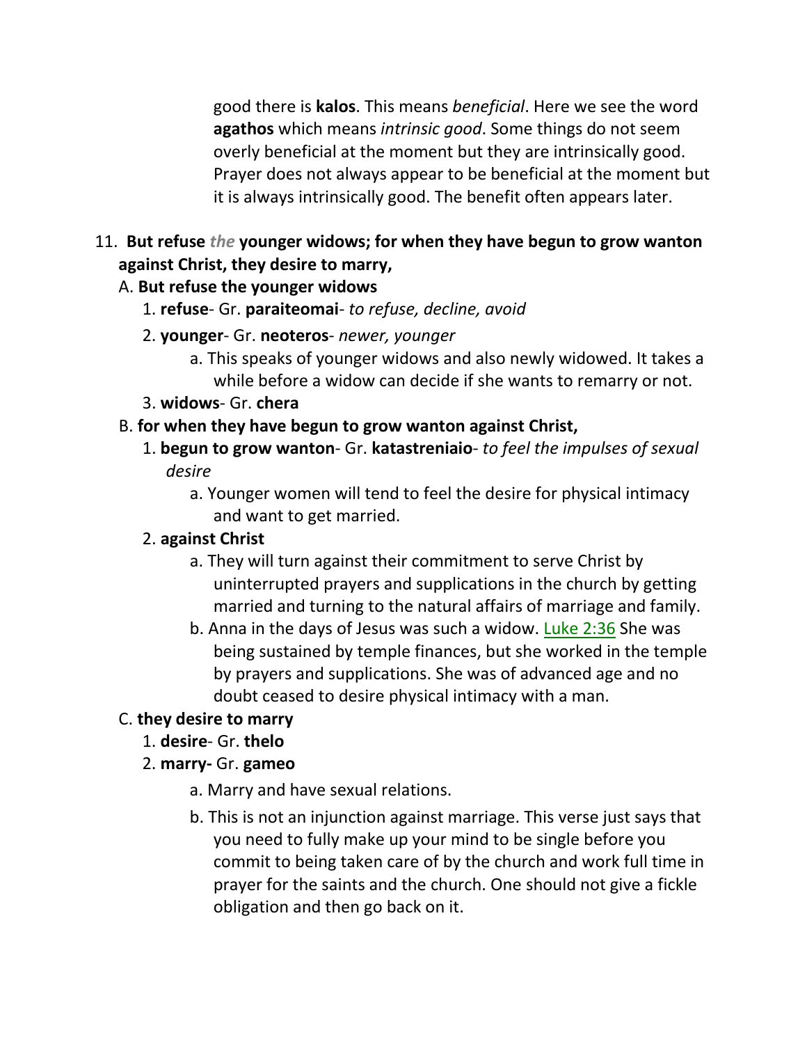good there is **kalos**. This means *beneficial*. Here we see the word **agathos** which means *intrinsic good*. Some things do not seem overly beneficial at the moment but they are intrinsically good. Prayer does not always appear to be beneficial at the moment but it is always intrinsically good. The benefit often appears later.

11. **But refuse *the* younger widows; for when they have begun to grow wanton against Christ, they desire to marry,**
   A. **But refuse the younger widows**
      1. **refuse**- Gr. **paraiteomai**- *to refuse, decline, avoid*
      2. **younger**- Gr. **neoteros**- *newer, younger*
         a. This speaks of younger widows and also newly widowed. It takes a while before a widow can decide if she wants to remarry or not.
      3. **widows**- Gr. **chera**
   B. **for when they have begun to grow wanton against Christ,**
      1. **begun to grow wanton**- Gr. **katastreniaio**- *to feel the impulses of sexual desire*
         a. Younger women will tend to feel the desire for physical intimacy and want to get married.
      2. **against Christ**
         a. They will turn against their commitment to serve Christ by uninterrupted prayers and supplications in the church by getting married and turning to the natural affairs of marriage and family.
         b. Anna in the days of Jesus was such a widow. Luke 2:36 She was being sustained by temple finances, but she worked in the temple by prayers and supplications. She was of advanced age and no doubt ceased to desire physical intimacy with a man.
   C. **they desire to marry**
      1. **desire**- Gr. **thelo**
      2. **marry-** Gr. **gameo**
         a. Marry and have sexual relations.
         b. This is not an injunction against marriage. This verse just says that you need to fully make up your mind to be single before you commit to being taken care of by the church and work full time in prayer for the saints and the church. One should not give a fickle obligation and then go back on it.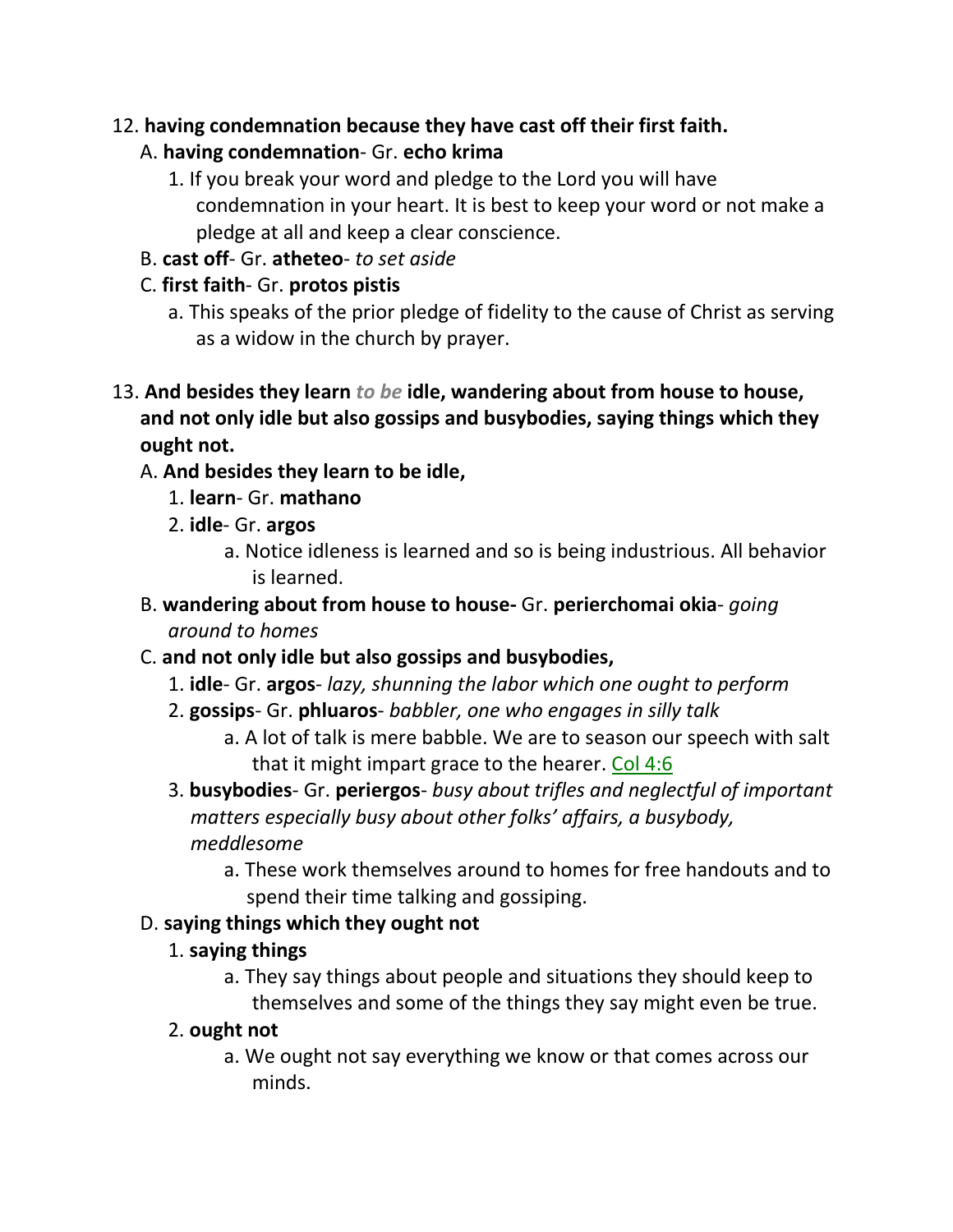12. **having condemnation because they have cast off their first faith.**

   A. **having condemnation**- Gr. **echo krima**

      1. If you break your word and pledge to the Lord you will have condemnation in your heart. It is best to keep your word or not make a pledge at all and keep a clear conscience.

   B. **cast off**- Gr. **atheteo**- *to set aside*

   C. **first faith**- Gr. **protos pistis**

      a. This speaks of the prior pledge of fidelity to the cause of Christ as serving as a widow in the church by prayer.

13. **And besides they learn *to be* idle, wandering about from house to house, and not only idle but also gossips and busybodies, saying things which they ought not.**

   A. **And besides they learn to be idle,**

      1. **learn**- Gr. **mathano**

      2. **idle**- Gr. **argos**

         a. Notice idleness is learned and so is being industrious. All behavior is learned.

   B. **wandering about from house to house-** Gr. **perierchomai okia**- *going around to homes*

   C. **and not only idle but also gossips and busybodies,**

      1. **idle**- Gr. **argos**- *lazy, shunning the labor which one ought to perform*

      2. **gossips**- Gr. **phluaros**- *babbler, one who engages in silly talk*

         a. A lot of talk is mere babble. We are to season our speech with salt that it might impart grace to the hearer. Col 4:6

      3. **busybodies**- Gr. **periergos**- *busy about trifles and neglectful of important matters especially busy about other folks' affairs, a busybody, meddlesome*

         a. These work themselves around to homes for free handouts and to spend their time talking and gossiping.

   D. **saying things which they ought not**

      1. **saying things**

         a. They say things about people and situations they should keep to themselves and some of the things they say might even be true.

      2. **ought not**

         a. We ought not say everything we know or that comes across our minds.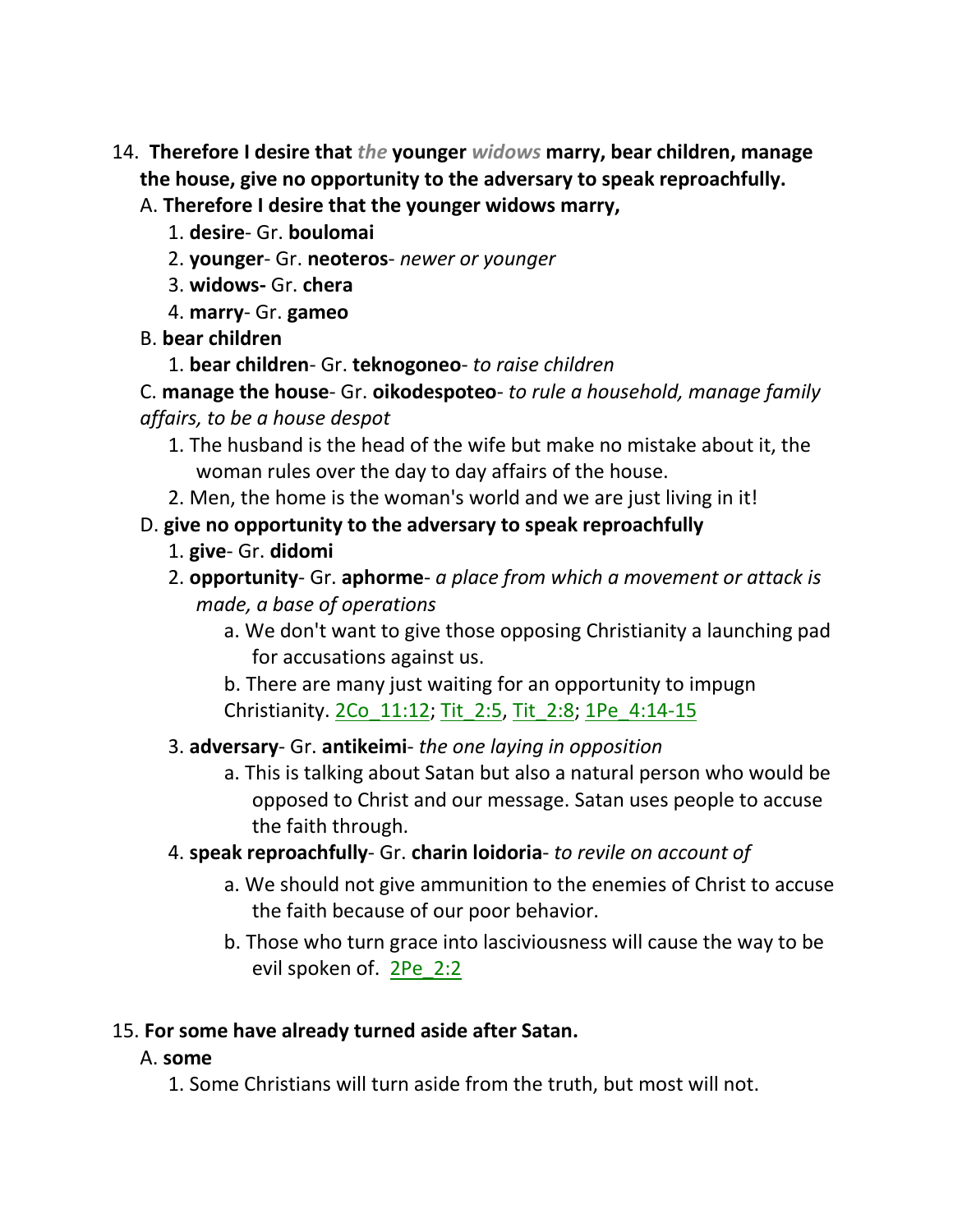14. **Therefore I desire that *the* younger *widows* marry, bear children, manage the house, give no opportunity to the adversary to speak reproachfully.**

   A. **Therefore I desire that the younger widows marry,**

      1. **desire**- Gr. **boulomai**
      2. **younger**- Gr. **neoteros**- *newer or younger*
      3. **widows-** Gr. **chera**
      4. **marry**- Gr. **gameo**

   B. **bear children**

      1. **bear children**- Gr. **teknogoneo**- *to raise children*

   C. **manage the house**- Gr. **oikodespoteo**- *to rule a household, manage family affairs, to be a house despot*

      1. The husband is the head of the wife but make no mistake about it, the woman rules over the day to day affairs of the house.
      2. Men, the home is the woman's world and we are just living in it!

   D. **give no opportunity to the adversary to speak reproachfully**

      1. **give**- Gr. **didomi**
      2. **opportunity**- Gr. **aphorme**- *a place from which a movement or attack is made, a base of operations*

         a. We don't want to give those opposing Christianity a launching pad for accusations against us.

         b. There are many just waiting for an opportunity to impugn Christianity. 2Co_11:12; Tit_2:5, Tit_2:8; 1Pe_4:14-15

      3. **adversary**- Gr. **antikeimi**- *the one laying in opposition*

         a. This is talking about Satan but also a natural person who would be opposed to Christ and our message. Satan uses people to accuse the faith through.

      4. **speak reproachfully**- Gr. **charin loidoria**- *to revile on account of*

         a. We should not give ammunition to the enemies of Christ to accuse the faith because of our poor behavior.

         b. Those who turn grace into lasciviousness will cause the way to be evil spoken of. 2Pe_2:2

15. **For some have already turned aside after Satan.**

   A. **some**

      1. Some Christians will turn aside from the truth, but most will not.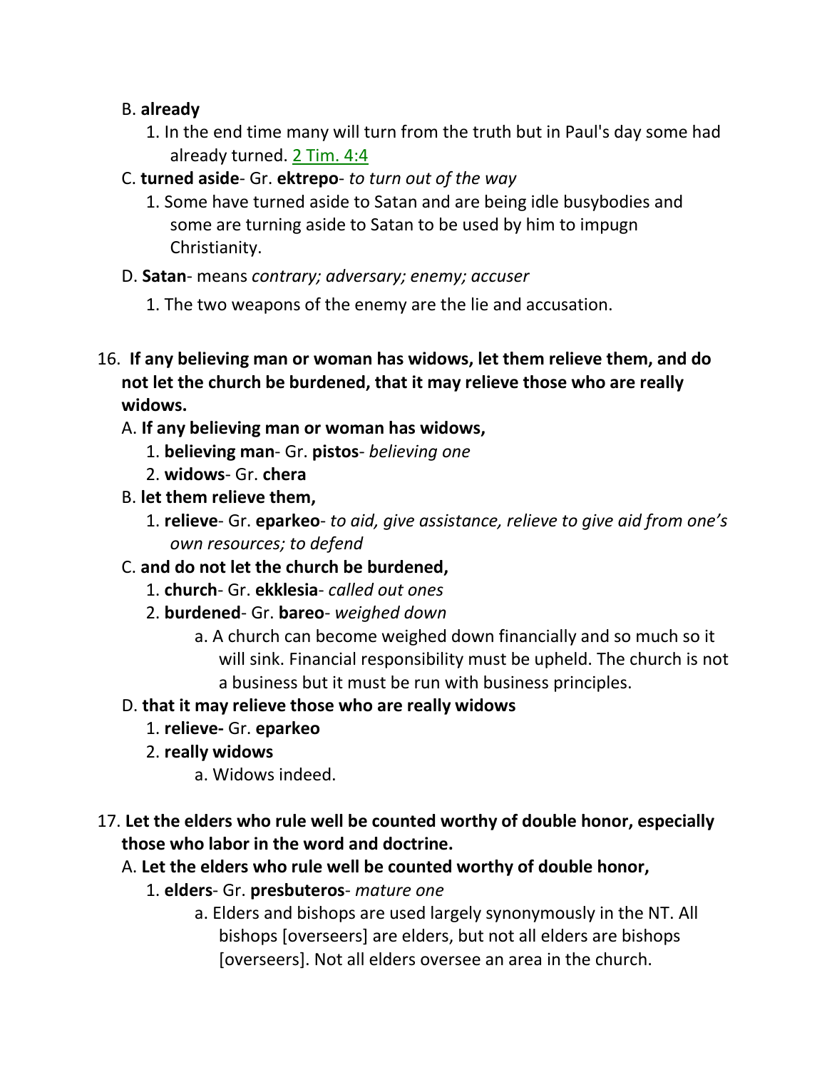B. **already**

1. In the end time many will turn from the truth but in Paul's day some had already turned. 2 Tim. 4:4

C. **turned aside**- Gr. **ektrepo**- *to turn out of the way*

1. Some have turned aside to Satan and are being idle busybodies and some are turning aside to Satan to be used by him to impugn Christianity.

D. **Satan**- means *contrary; adversary; enemy; accuser*

1. The two weapons of the enemy are the lie and accusation.

16. **If any believing man or woman has widows, let them relieve them, and do not let the church be burdened, that it may relieve those who are really widows.**

A. **If any believing man or woman has widows,**

1. **believing man**- Gr. **pistos**- *believing one*
2. **widows**- Gr. **chera**

B. **let them relieve them,**

1. **relieve**- Gr. **eparkeo**- *to aid, give assistance, relieve to give aid from one's own resources; to defend*

C. **and do not let the church be burdened,**

1. **church**- Gr. **ekklesia**- *called out ones*
2. **burdened**- Gr. **bareo**- *weighed down*
   a. A church can become weighed down financially and so much so it will sink. Financial responsibility must be upheld. The church is not a business but it must be run with business principles.

D. **that it may relieve those who are really widows**

1. **relieve-** Gr. **eparkeo**
2. **really widows**
   a. Widows indeed.

17. **Let the elders who rule well be counted worthy of double honor, especially those who labor in the word and doctrine.**

A. **Let the elders who rule well be counted worthy of double honor,**

1. **elders**- Gr. **presbuteros**- *mature one*
   a. Elders and bishops are used largely synonymously in the NT. All bishops [overseers] are elders, but not all elders are bishops [overseers]. Not all elders oversee an area in the church.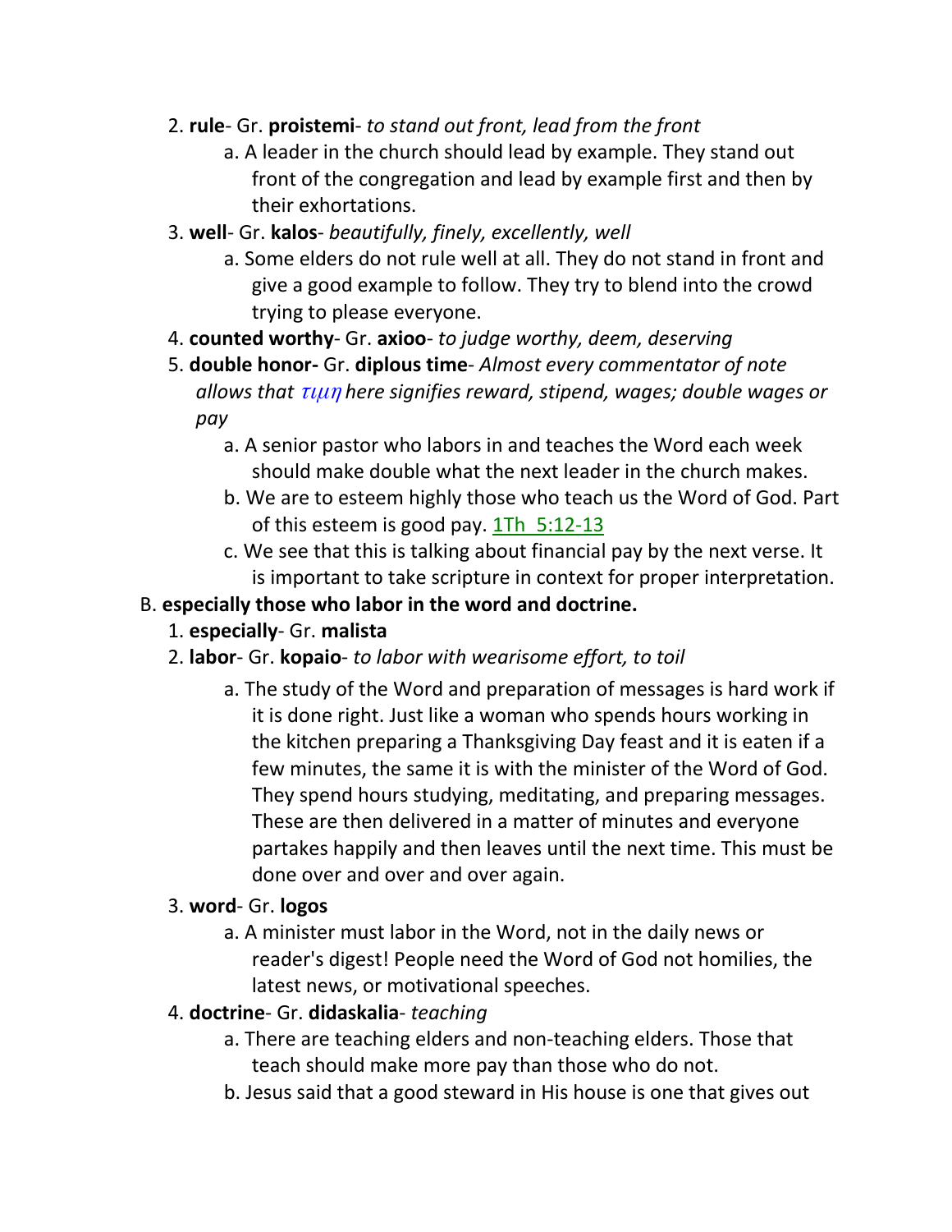2. **rule**- Gr. **proistemi**- *to stand out front, lead from the front*
    a. A leader in the church should lead by example. They stand out front of the congregation and lead by example first and then by their exhortations.
3. **well**- Gr. **kalos**- *beautifully, finely, excellently, well*
    a. Some elders do not rule well at all. They do not stand in front and give a good example to follow. They try to blend into the crowd trying to please everyone.
4. **counted worthy**- Gr. **axioo**- *to judge worthy, deem, deserving*
5. **double honor-** Gr. **diplous time**- *Almost every commentator of note allows that τιμη here signifies reward, stipend, wages; double wages or pay*
    a. A senior pastor who labors in and teaches the Word each week should make double what the next leader in the church makes.
    b. We are to esteem highly those who teach us the Word of God. Part of this esteem is good pay. 1Th 5:12-13
    c. We see that this is talking about financial pay by the next verse. It is important to take scripture in context for proper interpretation.

B. **especially those who labor in the word and doctrine.**
1. **especially**- Gr. **malista**
2. **labor**- Gr. **kopaio**- *to labor with wearisome effort, to toil*
    a. The study of the Word and preparation of messages is hard work if it is done right. Just like a woman who spends hours working in the kitchen preparing a Thanksgiving Day feast and it is eaten if a few minutes, the same it is with the minister of the Word of God. They spend hours studying, meditating, and preparing messages. These are then delivered in a matter of minutes and everyone partakes happily and then leaves until the next time. This must be done over and over and over again.
3. **word**- Gr. **logos**
    a. A minister must labor in the Word, not in the daily news or reader's digest! People need the Word of God not homilies, the latest news, or motivational speeches.
4. **doctrine**- Gr. **didaskalia**- *teaching*
    a. There are teaching elders and non-teaching elders. Those that teach should make more pay than those who do not.
    b. Jesus said that a good steward in His house is one that gives out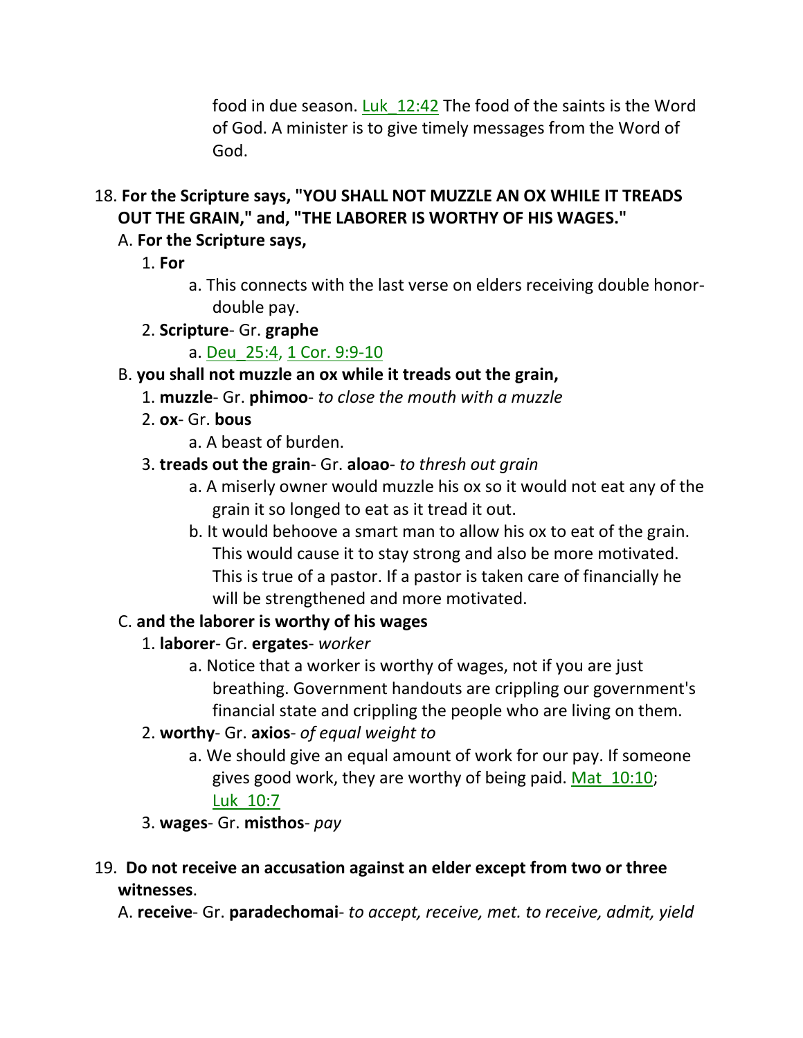food in due season. Luk_12:42 The food of the saints is the Word of God. A minister is to give timely messages from the Word of God.

18. **For the Scripture says, "YOU SHALL NOT MUZZLE AN OX WHILE IT TREADS OUT THE GRAIN," and, "THE LABORER IS WORTHY OF HIS WAGES."**
   A. **For the Scripture says,**
      1. **For**
         a. This connects with the last verse on elders receiving double honor- double pay.
      2. **Scripture**- Gr. **graphe**
         a. Deu_25:4, 1 Cor. 9:9-10
   B. **you shall not muzzle an ox while it treads out the grain,**
      1. **muzzle**- Gr. **phimoo**- *to close the mouth with a muzzle*
      2. **ox**- Gr. **bous**
         a. A beast of burden.
      3. **treads out the grain**- Gr. **aloao**- *to thresh out grain*
         a. A miserly owner would muzzle his ox so it would not eat any of the grain it so longed to eat as it tread it out.
         b. It would behoove a smart man to allow his ox to eat of the grain. This would cause it to stay strong and also be more motivated. This is true of a pastor. If a pastor is taken care of financially he will be strengthened and more motivated.
   C. **and the laborer is worthy of his wages**
      1. **laborer**- Gr. **ergates**- *worker*
         a. Notice that a worker is worthy of wages, not if you are just breathing. Government handouts are crippling our government's financial state and crippling the people who are living on them.
      2. **worthy**- Gr. **axios**- *of equal weight to*
         a. We should give an equal amount of work for our pay. If someone gives good work, they are worthy of being paid. Mat_10:10; Luk_10:7
      3. **wages**- Gr. **misthos**- *pay*

19. **Do not receive an accusation against an elder except from two or three witnesses**.
   A. **receive**- Gr. **paradechomai**- *to accept, receive, met. to receive, admit, yield*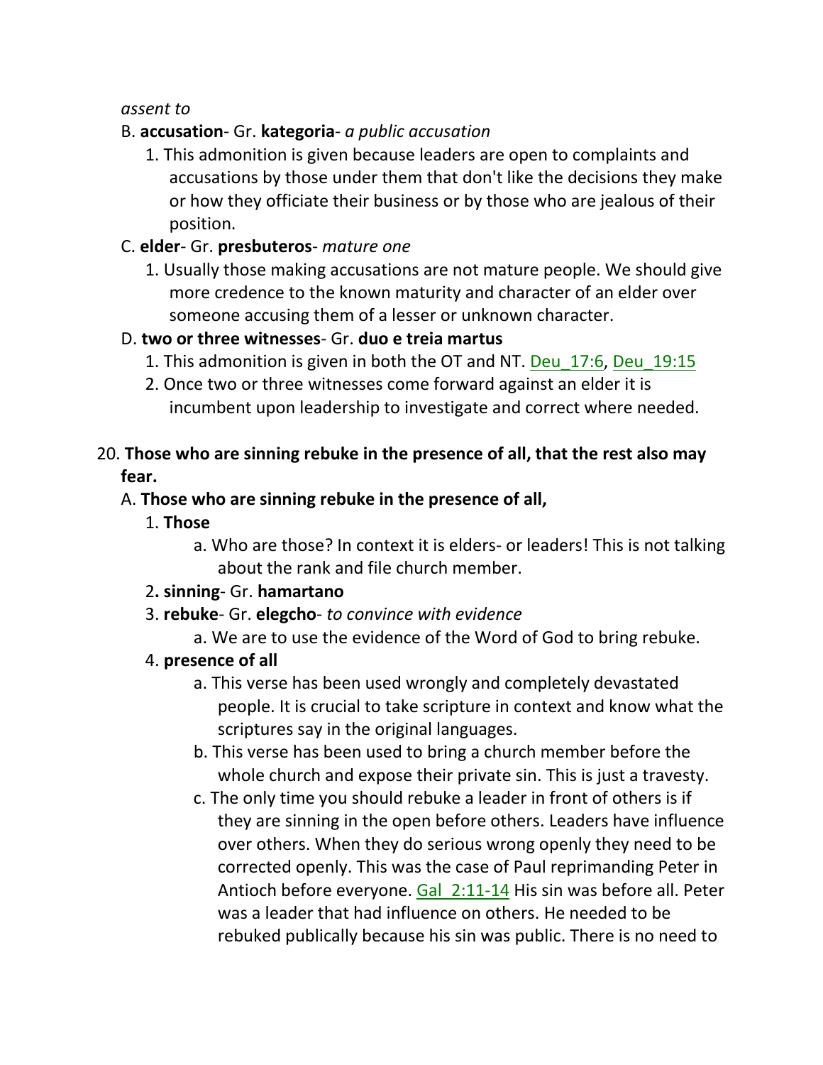*assent to*

B. **accusation**- Gr. **kategoria**- *a public accusation*

1. This admonition is given because leaders are open to complaints and accusations by those under them that don't like the decisions they make or how they officiate their business or by those who are jealous of their position.

C. **elder**- Gr. **presbuteros**- *mature one*

1. Usually those making accusations are not mature people. We should give more credence to the known maturity and character of an elder over someone accusing them of a lesser or unknown character.

D. **two or three witnesses**- Gr. **duo e treia martus**

1. This admonition is given in both the OT and NT. Deu_17:6, Deu_19:15
2. Once two or three witnesses come forward against an elder it is incumbent upon leadership to investigate and correct where needed.

20. **Those who are sinning rebuke in the presence of all, that the rest also may fear.**

A. **Those who are sinning rebuke in the presence of all,**

1. **Those**
   a. Who are those? In context it is elders- or leaders! This is not talking about the rank and file church member.
2. **sinning**- Gr. **hamartano**
3. **rebuke**- Gr. **elegcho**- *to convince with evidence*
   a. We are to use the evidence of the Word of God to bring rebuke.
4. **presence of all**
   a. This verse has been used wrongly and completely devastated people. It is crucial to take scripture in context and know what the scriptures say in the original languages.
   b. This verse has been used to bring a church member before the whole church and expose their private sin. This is just a travesty.
   c. The only time you should rebuke a leader in front of others is if they are sinning in the open before others. Leaders have influence over others. When they do serious wrong openly they need to be corrected openly. This was the case of Paul reprimanding Peter in Antioch before everyone. Gal_2:11-14 His sin was before all. Peter was a leader that had influence on others. He needed to be rebuked publically because his sin was public. There is no need to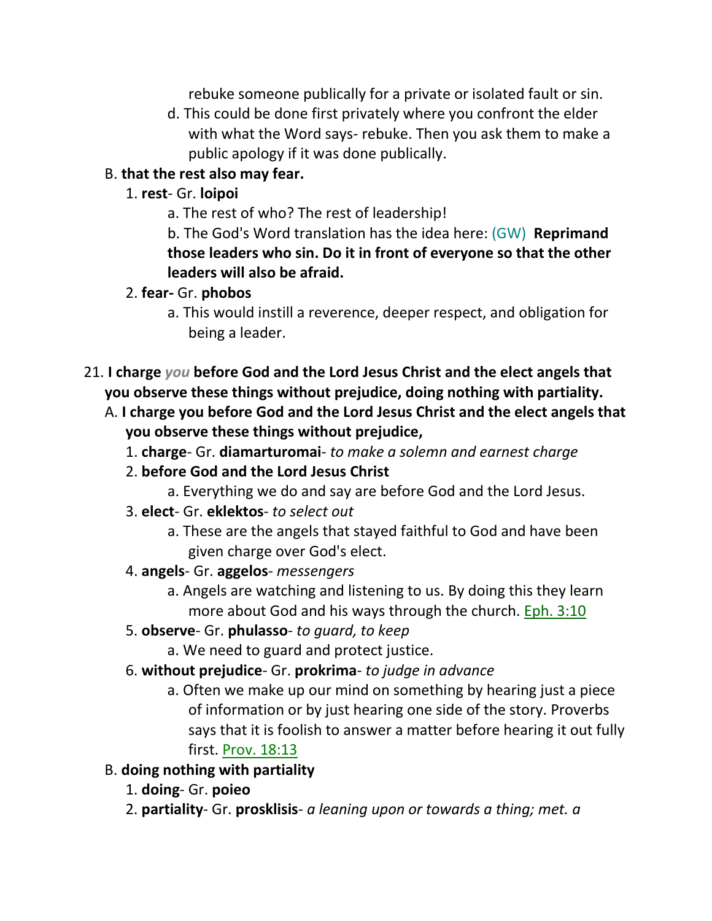rebuke someone publically for a private or isolated fault or sin.

d. This could be done first privately where you confront the elder with what the Word says- rebuke. Then you ask them to make a public apology if it was done publically.

B. **that the rest also may fear.**

1. **rest**- Gr. **loipoi**

a. The rest of who? The rest of leadership!

b. The God's Word translation has the idea here: (GW) **Reprimand those leaders who sin. Do it in front of everyone so that the other leaders will also be afraid.**

2. **fear-** Gr. **phobos**

a. This would instill a reverence, deeper respect, and obligation for being a leader.

21. **I charge** ***you*** **before God and the Lord Jesus Christ and the elect angels that you observe these things without prejudice, doing nothing with partiality.**

A. **I charge you before God and the Lord Jesus Christ and the elect angels that you observe these things without prejudice,**

1. **charge**- Gr. **diamarturomai**- *to make a solemn and earnest charge*

2. **before God and the Lord Jesus Christ**

a. Everything we do and say are before God and the Lord Jesus.

3. **elect**- Gr. **eklektos**- *to select out*

a. These are the angels that stayed faithful to God and have been given charge over God's elect.

4. **angels**- Gr. **aggelos**- *messengers*

a. Angels are watching and listening to us. By doing this they learn more about God and his ways through the church. Eph. 3:10

5. **observe**- Gr. **phulasso**- *to guard, to keep*

a. We need to guard and protect justice.

6. **without prejudice**- Gr. **prokrima**- *to judge in advance*

a. Often we make up our mind on something by hearing just a piece of information or by just hearing one side of the story. Proverbs says that it is foolish to answer a matter before hearing it out fully first. Prov. 18:13

B. **doing nothing with partiality**

1. **doing**- Gr. **poieo**

2. **partiality**- Gr. **prosklisis**- *a leaning upon or towards a thing; met. a*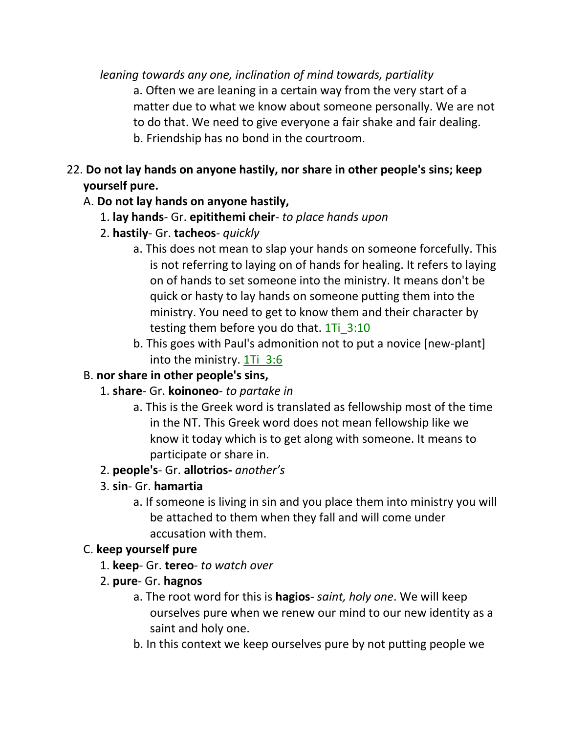*leaning towards any one, inclination of mind towards, partiality*

a. Often we are leaning in a certain way from the very start of a matter due to what we know about someone personally. We are not to do that. We need to give everyone a fair shake and fair dealing.

b. Friendship has no bond in the courtroom.

22. **Do not lay hands on anyone hastily, nor share in other people's sins; keep yourself pure.**

A. **Do not lay hands on anyone hastily,**

1. **lay hands**- Gr. **epitithemi cheir**- *to place hands upon*
2. **hastily**- Gr. **tacheos**- *quickly*
    - a. This does not mean to slap your hands on someone forcefully. This is not referring to laying on of hands for healing. It refers to laying on of hands to set someone into the ministry. It means don't be quick or hasty to lay hands on someone putting them into the ministry. You need to get to know them and their character by testing them before you do that. 1Ti_3:10
    - b. This goes with Paul's admonition not to put a novice [new-plant] into the ministry. 1Ti_3:6

B. **nor share in other people's sins,**

1. **share**- Gr. **koinoneo**- *to partake in*
    - a. This is the Greek word is translated as fellowship most of the time in the NT. This Greek word does not mean fellowship like we know it today which is to get along with someone. It means to participate or share in.
2. **people's**- Gr. **allotrios-** *another's*
3. **sin**- Gr. **hamartia**
    - a. If someone is living in sin and you place them into ministry you will be attached to them when they fall and will come under accusation with them.

C. **keep yourself pure**

1. **keep**- Gr. **tereo**- *to watch over*
2. **pure**- Gr. **hagnos**
    - a. The root word for this is **hagios**- *saint, holy one*. We will keep ourselves pure when we renew our mind to our new identity as a saint and holy one.
    - b. In this context we keep ourselves pure by not putting people we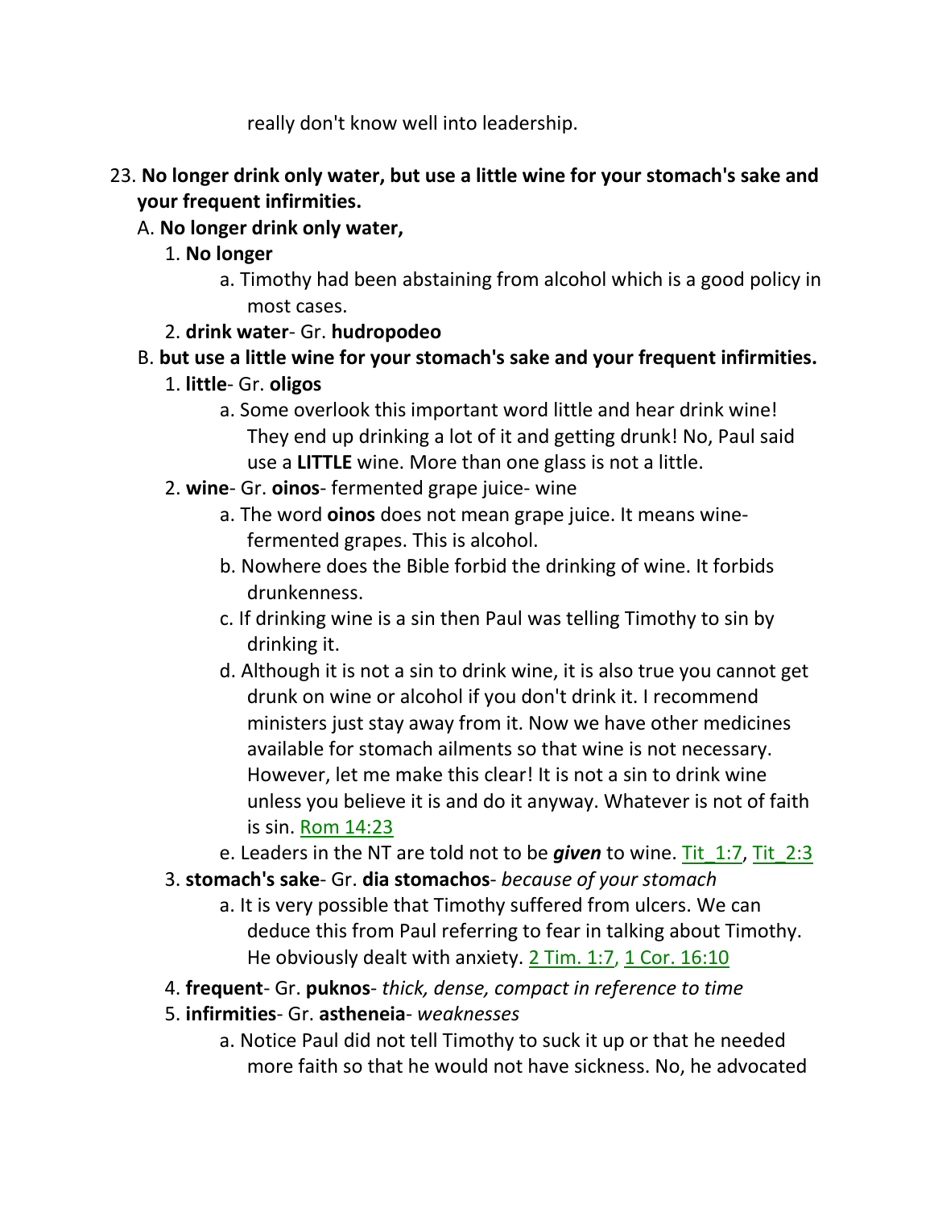really don't know well into leadership.

23. **No longer drink only water, but use a little wine for your stomach's sake and your frequent infirmities.**
   A. **No longer drink only water,**
      1. **No longer**
         a. Timothy had been abstaining from alcohol which is a good policy in most cases.
      2. **drink water**- Gr. **hudropodeo**
   B. **but use a little wine for your stomach's sake and your frequent infirmities.**
      1. **little**- Gr. **oligos**
         a. Some overlook this important word little and hear drink wine! They end up drinking a lot of it and getting drunk! No, Paul said use a **LITTLE** wine. More than one glass is not a little.
      2. **wine**- Gr. **oinos**- fermented grape juice- wine
         a. The word **oinos** does not mean grape juice. It means wine- fermented grapes. This is alcohol.
         b. Nowhere does the Bible forbid the drinking of wine. It forbids drunkenness.
         c. If drinking wine is a sin then Paul was telling Timothy to sin by drinking it.
         d. Although it is not a sin to drink wine, it is also true you cannot get drunk on wine or alcohol if you don't drink it. I recommend ministers just stay away from it. Now we have other medicines available for stomach ailments so that wine is not necessary. However, let me make this clear! It is not a sin to drink wine unless you believe it is and do it anyway. Whatever is not of faith is sin. Rom 14:23
         e. Leaders in the NT are told not to be ***given*** to wine. Tit_1:7, Tit_2:3
      3. **stomach's sake**- Gr. **dia stomachos**- *because of your stomach*
         a. It is very possible that Timothy suffered from ulcers. We can deduce this from Paul referring to fear in talking about Timothy. He obviously dealt with anxiety. 2 Tim. 1:7, 1 Cor. 16:10
      4. **frequent**- Gr. **puknos**- *thick, dense, compact in reference to time*
      5. **infirmities**- Gr. **astheneia**- *weaknesses*
         a. Notice Paul did not tell Timothy to suck it up or that he needed more faith so that he would not have sickness. No, he advocated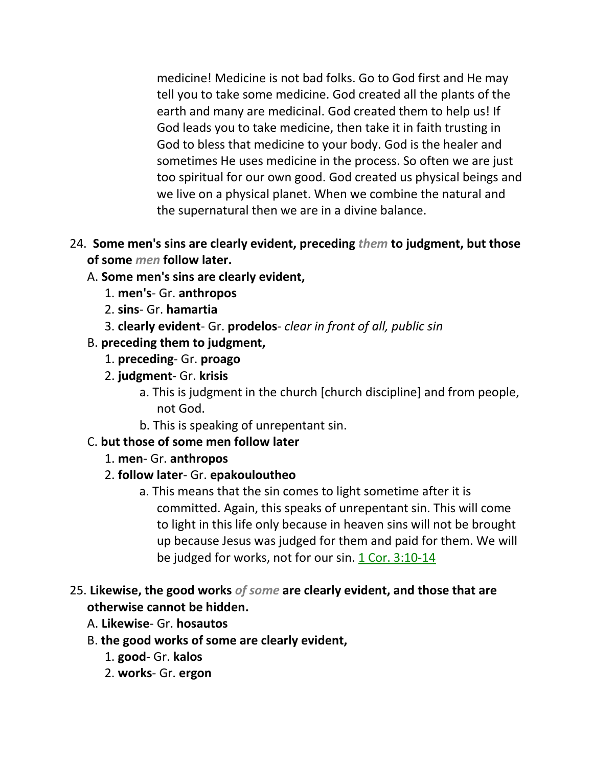medicine! Medicine is not bad folks. Go to God first and He may tell you to take some medicine. God created all the plants of the earth and many are medicinal. God created them to help us! If God leads you to take medicine, then take it in faith trusting in God to bless that medicine to your body. God is the healer and sometimes He uses medicine in the process. So often we are just too spiritual for our own good. God created us physical beings and we live on a physical planet. When we combine the natural and the supernatural then we are in a divine balance.

24. **Some men's sins are clearly evident, preceding *them* to judgment, but those of some *men* follow later.**

A. **Some men's sins are clearly evident,**

1. **men's**- Gr. **anthropos**
2. **sins**- Gr. **hamartia**
3. **clearly evident**- Gr. **prodelos**- *clear in front of all, public sin*

B. **preceding them to judgment,**

1. **preceding**- Gr. **proago**
2. **judgment**- Gr. **krisis**
   a. This is judgment in the church [church discipline] and from people, not God.
   b. This is speaking of unrepentant sin.

C. **but those of some men follow later**

1. **men**- Gr. **anthropos**
2. **follow later**- Gr. **epakoloutheo**
   a. This means that the sin comes to light sometime after it is committed. Again, this speaks of unrepentant sin. This will come to light in this life only because in heaven sins will not be brought up because Jesus was judged for them and paid for them. We will be judged for works, not for our sin. 1 Cor. 3:10-14

25. **Likewise, the good works *of some* are clearly evident, and those that are otherwise cannot be hidden.**

A. **Likewise**- Gr. **hosautos**

B. **the good works of some are clearly evident,**

1. **good**- Gr. **kalos**
2. **works**- Gr. **ergon**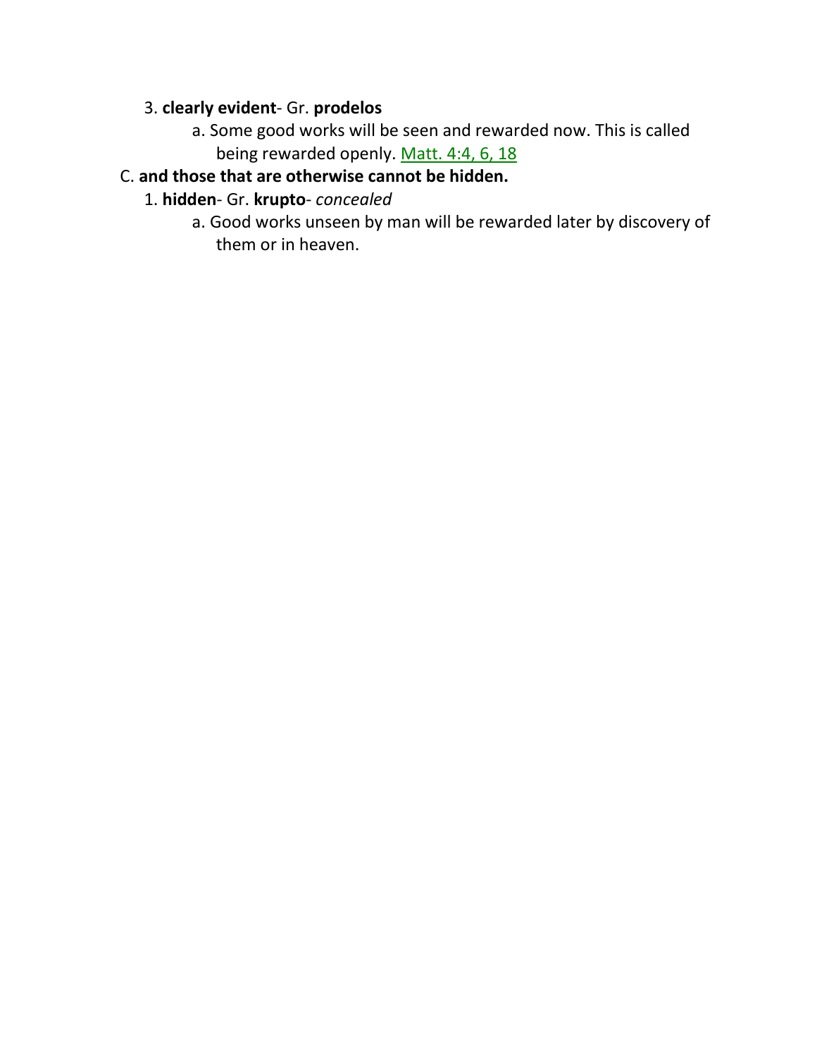3. **clearly evident**- Gr. **prodelos**
    a. Some good works will be seen and rewarded now. This is called being rewarded openly. Matt. 4:4, 6, 18

C. **and those that are otherwise cannot be hidden.**
  1. **hidden**- Gr. **krupto**- *concealed*
      a. Good works unseen by man will be rewarded later by discovery of them or in heaven.